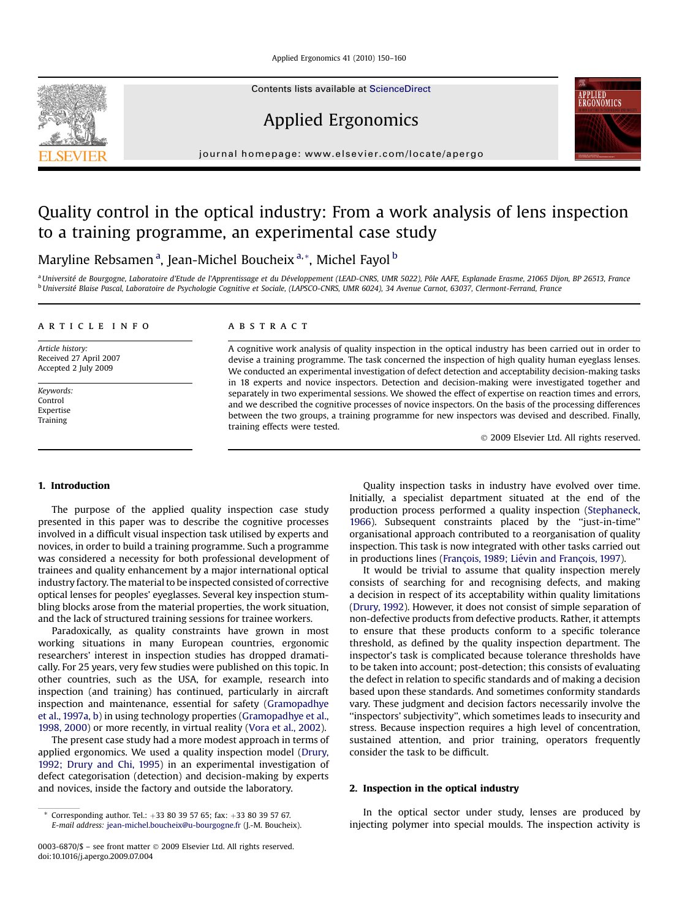# Quality control in the optical industry: From a work analysis of lens inspection to a training programme, an experimental case study

Maryline Rebsamen [a], Jean-Michel Boucheix [a,*], Michel Fayol [b]

[a] Université de Bourgogne, Laboratoire d'Etude de l'Apprentissage et du Développement (LEAD-CNRS, UMR 5022), Pôle AAFE, Esplanade Erasme, 21065 Dijon, BP 26513, France
[b] Université Blaise Pascal, Laboratoire de Psychologie Cognitive et Sociale, (LAPSCO-CNRS, UMR 6024), 34 Avenue Carnot, 63037, Clermont-Ferrand, France

**ARTICLE INFO**

*Article history:*
Received 27 April 2007
Accepted 2 July 2009

*Keywords:*
Control
Expertise
Training

**ABSTRACT**

A cognitive work analysis of quality inspection in the optical industry has been carried out in order to devise a training programme. The task concerned the inspection of high quality human eyeglass lenses. We conducted an experimental investigation of defect detection and acceptability decision-making tasks in 18 experts and novice inspectors. Detection and decision-making were investigated together and separately in two experimental sessions. We showed the effect of expertise on reaction times and errors, and we described the cognitive processes of novice inspectors. On the basis of the processing differences between the two groups, a training programme for new inspectors was devised and described. Finally, training effects were tested.

© 2009 Elsevier Ltd. All rights reserved.

## 1. Introduction

The purpose of the applied quality inspection case study presented in this paper was to describe the cognitive processes involved in a difficult visual inspection task utilised by experts and novices, in order to build a training programme. Such a programme was considered a necessity for both professional development of trainees and quality enhancement by a major international optical industry factory. The material to be inspected consisted of corrective optical lenses for peoples' eyeglasses. Several key inspection stumbling blocks arose from the material properties, the work situation, and the lack of structured training sessions for trainee workers.

Paradoxically, as quality constraints have grown in most working situations in many European countries, ergonomic researchers' interest in inspection studies has dropped dramatically. For 25 years, very few studies were published on this topic. In other countries, such as the USA, for example, research into inspection (and training) has continued, particularly in aircraft inspection and maintenance, essential for safety (Gramopadhye et al., 1997a, b) in using technology properties (Gramopadhye et al., 1998, 2000) or more recently, in virtual reality (Vora et al., 2002).

The present case study had a more modest approach in terms of applied ergonomics. We used a quality inspection model (Drury, 1992; Drury and Chi, 1995) in an experimental investigation of defect categorisation (detection) and decision-making by experts and novices, inside the factory and outside the laboratory.

Quality inspection tasks in industry have evolved over time. Initially, a specialist department situated at the end of the production process performed a quality inspection (Stephaneck, 1966). Subsequent constraints placed by the "just-in-time" organisational approach contributed to a reorganisation of quality inspection. This task is now integrated with other tasks carried out in productions lines (François, 1989; Liévin and François, 1997).

It would be trivial to assume that quality inspection merely consists of searching for and recognising defects, and making a decision in respect of its acceptability within quality limitations (Drury, 1992). However, it does not consist of simple separation of non-defective products from defective products. Rather, it attempts to ensure that these products conform to a specific tolerance threshold, as defined by the quality inspection department. The inspector's task is complicated because tolerance thresholds have to be taken into account; post-detection; this consists of evaluating the defect in relation to specific standards and of making a decision based upon these standards. And sometimes conformity standards vary. These judgment and decision factors necessarily involve the "inspectors' subjectivity", which sometimes leads to insecurity and stress. Because inspection requires a high level of concentration, sustained attention, and prior training, operators frequently consider the task to be difficult.

## 2. Inspection in the optical industry

In the optical sector under study, lenses are produced by injecting polymer into special moulds. The inspection activity is

* Corresponding author. Tel.: +33 80 39 57 65; fax: +33 80 39 57 67.
E-mail address: jean-michel.boucheix@u-bourgogne.fr (J.-M. Boucheix).

0003-6870/$ – see front matter © 2009 Elsevier Ltd. All rights reserved.
doi:10.1016/j.apergo.2009.07.004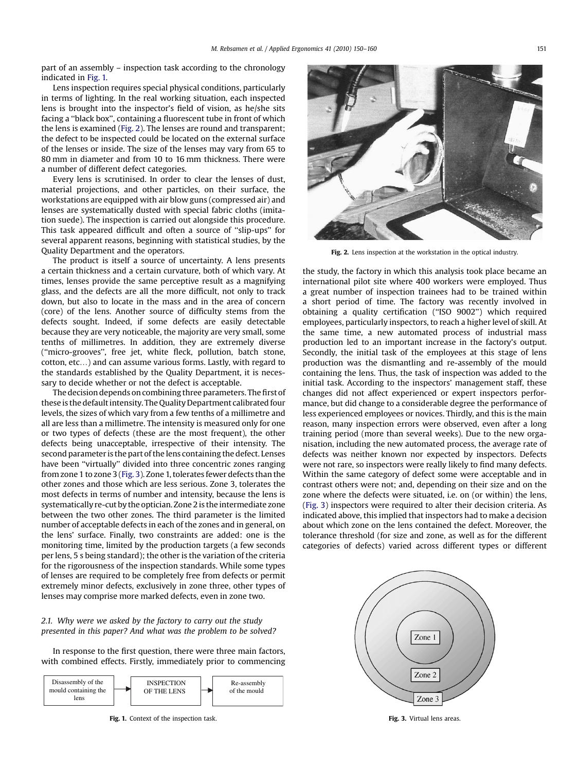part of an assembly – inspection task according to the chronology indicated in Fig. 1.

Lens inspection requires special physical conditions, particularly in terms of lighting. In the real working situation, each inspected lens is brought into the inspector's field of vision, as he/she sits facing a "black box", containing a fluorescent tube in front of which the lens is examined (Fig. 2). The lenses are round and transparent; the defect to be inspected could be located on the external surface of the lenses or inside. The size of the lenses may vary from 65 to 80 mm in diameter and from 10 to 16 mm thickness. There were a number of different defect categories.

Every lens is scrutinised. In order to clear the lenses of dust, material projections, and other particles, on their surface, the workstations are equipped with air blow guns (compressed air) and lenses are systematically dusted with special fabric cloths (imitation suede). The inspection is carried out alongside this procedure. This task appeared difficult and often a source of "slip-ups" for several apparent reasons, beginning with statistical studies, by the Quality Department and the operators.

The product is itself a source of uncertainty. A lens presents a certain thickness and a certain curvature, both of which vary. At times, lenses provide the same perceptive result as a magnifying glass, and the defects are all the more difficult, not only to track down, but also to locate in the mass and in the area of concern (core) of the lens. Another source of difficulty stems from the defects sought. Indeed, if some defects are easily detectable because they are very noticeable, the majority are very small, some tenths of millimetres. In addition, they are extremely diverse ("micro-grooves", free jet, white fleck, pollution, batch stone, cotton, etc...) and can assume various forms. Lastly, with regard to the standards established by the Quality Department, it is necessary to decide whether or not the defect is acceptable.

The decision depends on combining three parameters. The first of these is the default intensity. The Quality Department calibrated four levels, the sizes of which vary from a few tenths of a millimetre and all are less than a millimetre. The intensity is measured only for one or two types of defects (these are the most frequent), the other defects being unacceptable, irrespective of their intensity. The second parameter is the part of the lens containing the defect. Lenses have been "virtually" divided into three concentric zones ranging from zone 1 to zone 3 (Fig. 3). Zone 1, tolerates fewer defects than the other zones and those which are less serious. Zone 3, tolerates the most defects in terms of number and intensity, because the lens is systematically re-cut by the optician. Zone 2 is the intermediate zone between the two other zones. The third parameter is the limited number of acceptable defects in each of the zones and in general, on the lens' surface. Finally, two constraints are added: one is the monitoring time, limited by the production targets (a few seconds per lens, 5 s being standard); the other is the variation of the criteria for the rigorousness of the inspection standards. While some types of lenses are required to be completely free from defects or permit extremely minor defects, exclusively in zone three, other types of lenses may comprise more marked defects, even in zone two.

### *2.1. Why were we asked by the factory to carry out the study presented in this paper? And what was the problem to be solved?*

In response to the first question, there were three main factors, with combined effects. Firstly, immediately prior to commencing

Disassembly of the mould containing the lens → INSPECTION OF THE LENS → Re-assembly of the mould

**Fig. 1.** Context of the inspection task.

**Fig. 2.** Lens inspection at the workstation in the optical industry.

the study, the factory in which this analysis took place became an international pilot site where 400 workers were employed. Thus a great number of inspection trainees had to be trained within a short period of time. The factory was recently involved in obtaining a quality certification ("ISO 9002") which required employees, particularly inspectors, to reach a higher level of skill. At the same time, a new automated process of industrial mass production led to an important increase in the factory's output. Secondly, the initial task of the employees at this stage of lens production was the dismantling and re-assembly of the mould containing the lens. Thus, the task of inspection was added to the initial task. According to the inspectors' management staff, these changes did not affect experienced or expert inspectors performance, but did change to a considerable degree the performance of less experienced employees or novices. Thirdly, and this is the main reason, many inspection errors were observed, even after a long training period (more than several weeks). Due to the new organisation, including the new automated process, the average rate of defects was neither known nor expected by inspectors. Defects were not rare, so inspectors were really likely to find many defects. Within the same category of defect some were acceptable and in contrast others were not; and, depending on their size and on the zone where the defects were situated, i.e. on (or within) the lens, (Fig. 3) inspectors were required to alter their decision criteria. As indicated above, this implied that inspectors had to make a decision about which zone on the lens contained the defect. Moreover, the tolerance threshold (for size and zone, as well as for the different categories of defects) varied across different types or different

Zone 1
Zone 2
Zone 3

**Fig. 3.** Virtual lens areas.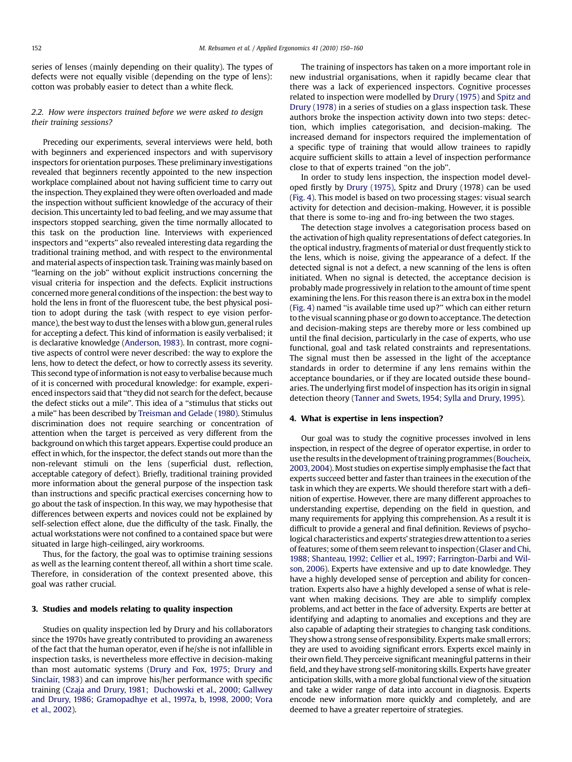series of lenses (mainly depending on their quality). The types of defects were not equally visible (depending on the type of lens): cotton was probably easier to detect than a white fleck.

### 2.2. How were inspectors trained before we were asked to design their training sessions?

Preceding our experiments, several interviews were held, both with beginners and experienced inspectors and with supervisory inspectors for orientation purposes. These preliminary investigations revealed that beginners recently appointed to the new inspection workplace complained about not having sufficient time to carry out the inspection. They explained they were often overloaded and made the inspection without sufficient knowledge of the accuracy of their decision. This uncertainty led to bad feeling, and we may assume that inspectors stopped searching, given the time normally allocated to this task on the production line. Interviews with experienced inspectors and "experts" also revealed interesting data regarding the traditional training method, and with respect to the environmental and material aspects of inspection task. Training was mainly based on "learning on the job" without explicit instructions concerning the visual criteria for inspection and the defects. Explicit instructions concerned more general conditions of the inspection: the best way to hold the lens in front of the fluorescent tube, the best physical position to adopt during the task (with respect to eye vision performance), the best way to dust the lenses with a blow gun, general rules for accepting a defect. This kind of information is easily verbalised; it is declarative knowledge (Anderson, 1983). In contrast, more cognitive aspects of control were never described: the way to explore the lens, how to detect the defect, or how to correctly assess its severity. This second type of information is not easy to verbalise because much of it is concerned with procedural knowledge: for example, experienced inspectors said that "they did not search for the defect, because the defect sticks out a mile". This idea of a "stimulus that sticks out a mile" has been described by Treisman and Gelade (1980). Stimulus discrimination does not require searching or concentration of attention when the target is perceived as very different from the background on which this target appears. Expertise could produce an effect in which, for the inspector, the defect stands out more than the non-relevant stimuli on the lens (superficial dust, reflection, acceptable category of defect). Briefly, traditional training provided more information about the general purpose of the inspection task than instructions and specific practical exercises concerning how to go about the task of inspection. In this way, we may hypothesise that differences between experts and novices could not be explained by self-selection effect alone, due the difficulty of the task. Finally, the actual workstations were not confined to a contained space but were situated in large high-ceilinged, airy workrooms.

Thus, for the factory, the goal was to optimise training sessions as well as the learning content thereof, all within a short time scale. Therefore, in consideration of the context presented above, this goal was rather crucial.

## 3. Studies and models relating to quality inspection

Studies on quality inspection led by Drury and his collaborators since the 1970s have greatly contributed to providing an awareness of the fact that the human operator, even if he/she is not infallible in inspection tasks, is nevertheless more effective in decision-making than most automatic systems (Drury and Fox, 1975; Drury and Sinclair, 1983) and can improve his/her performance with specific training (Czaja and Drury, 1981; Duchowski et al., 2000; Gallwey and Drury, 1986; Gramopadhye et al., 1997a, b, 1998, 2000; Vora et al., 2002).

The training of inspectors has taken on a more important role in new industrial organisations, when it rapidly became clear that there was a lack of experienced inspectors. Cognitive processes related to inspection were modelled by Drury (1975) and Spitz and Drury (1978) in a series of studies on a glass inspection task. These authors broke the inspection activity down into two steps: detection, which implies categorisation, and decision-making. The increased demand for inspectors required the implementation of a specific type of training that would allow trainees to rapidly acquire sufficient skills to attain a level of inspection performance close to that of experts trained "on the job".

In order to study lens inspection, the inspection model developed firstly by Drury (1975), Spitz and Drury (1978) can be used (Fig. 4). This model is based on two processing stages: visual search activity for detection and decision-making. However, it is possible that there is some to-ing and fro-ing between the two stages.

The detection stage involves a categorisation process based on the activation of high quality representations of defect categories. In the optical industry, fragments of material or dust frequently stick to the lens, which is noise, giving the appearance of a defect. If the detected signal is not a defect, a new scanning of the lens is often initiated. When no signal is detected, the acceptance decision is probably made progressively in relation to the amount of time spent examining the lens. For this reason there is an extra box in the model (Fig. 4) named "is available time used up?" which can either return to the visual scanning phase or go down to acceptance. The detection and decision-making steps are thereby more or less combined up until the final decision, particularly in the case of experts, who use functional, goal and task related constraints and representations. The signal must then be assessed in the light of the acceptance standards in order to determine if any lens remains within the acceptance boundaries, or if they are located outside these boundaries. The underlying first model of inspection has its origin in signal detection theory (Tanner and Swets, 1954; Sylla and Drury, 1995).

## 4. What is expertise in lens inspection?

Our goal was to study the cognitive processes involved in lens inspection, in respect of the degree of operator expertise, in order to use the results in the development of training programmes (Boucheix, 2003, 2004). Most studies on expertise simply emphasise the fact that experts succeed better and faster than trainees in the execution of the task in which they are experts. We should therefore start with a definition of expertise. However, there are many different approaches to understanding expertise, depending on the field in question, and many requirements for applying this comprehension. As a result it is difficult to provide a general and final definition. Reviews of psychological characteristics and experts' strategies drew attention to a series of features; some of them seem relevant to inspection (Glaser and Chi, 1988; Shanteau, 1992; Cellier et al., 1997; Farrington-Darbi and Wilson, 2006). Experts have extensive and up to date knowledge. They have a highly developed sense of perception and ability for concentration. Experts also have a highly developed a sense of what is relevant when making decisions. They are able to simplify complex problems, and act better in the face of adversity. Experts are better at identifying and adapting to anomalies and exceptions and they are also capable of adapting their strategies to changing task conditions. They show a strong sense of responsibility. Experts make small errors; they are used to avoiding significant errors. Experts excel mainly in their own field. They perceive significant meaningful patterns in their field, and they have strong self-monitoring skills. Experts have greater anticipation skills, with a more global functional view of the situation and take a wider range of data into account in diagnosis. Experts encode new information more quickly and completely, and are deemed to have a greater repertoire of strategies.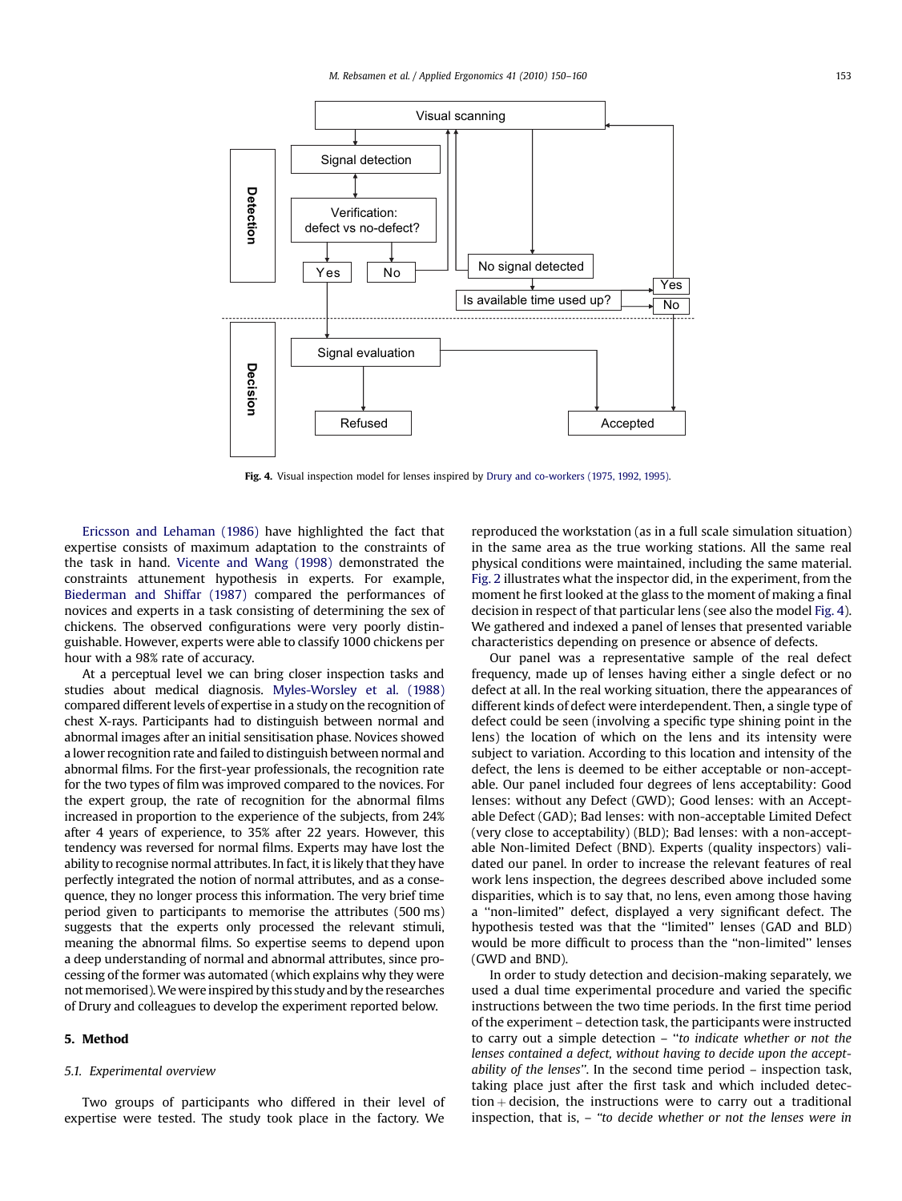Visual scanning

Signal detection

Verification: defect vs no-defect?

Yes

No

No signal detected

Is available time used up?

Yes

No

Detection

Decision

Signal evaluation

Refused

Accepted

**Fig. 4.** Visual inspection model for lenses inspired by Drury and co-workers (1975, 1992, 1995).

Ericsson and Lehaman (1986) have highlighted the fact that expertise consists of maximum adaptation to the constraints of the task in hand. Vicente and Wang (1998) demonstrated the constraints attunement hypothesis in experts. For example, Biederman and Shiffar (1987) compared the performances of novices and experts in a task consisting of determining the sex of chickens. The observed configurations were very poorly distinguishable. However, experts were able to classify 1000 chickens per hour with a 98% rate of accuracy.

At a perceptual level we can bring closer inspection tasks and studies about medical diagnosis. Myles-Worsley et al. (1988) compared different levels of expertise in a study on the recognition of chest X-rays. Participants had to distinguish between normal and abnormal images after an initial sensitisation phase. Novices showed a lower recognition rate and failed to distinguish between normal and abnormal films. For the first-year professionals, the recognition rate for the two types of film was improved compared to the novices. For the expert group, the rate of recognition for the abnormal films increased in proportion to the experience of the subjects, from 24% after 4 years of experience, to 35% after 22 years. However, this tendency was reversed for normal films. Experts may have lost the ability to recognise normal attributes. In fact, it is likely that they have perfectly integrated the notion of normal attributes, and as a consequence, they no longer process this information. The very brief time period given to participants to memorise the attributes (500 ms) suggests that the experts only processed the relevant stimuli, meaning the abnormal films. So expertise seems to depend upon a deep understanding of normal and abnormal attributes, since processing of the former was automated (which explains why they were not memorised). We were inspired by this study and by the researches of Drury and colleagues to develop the experiment reported below.

## 5. Method

### 5.1. Experimental overview

Two groups of participants who differed in their level of expertise were tested. The study took place in the factory. We reproduced the workstation (as in a full scale simulation situation) in the same area as the true working stations. All the same real physical conditions were maintained, including the same material. Fig. 2 illustrates what the inspector did, in the experiment, from the moment he first looked at the glass to the moment of making a final decision in respect of that particular lens (see also the model Fig. 4). We gathered and indexed a panel of lenses that presented variable characteristics depending on presence or absence of defects.

Our panel was a representative sample of the real defect frequency, made up of lenses having either a single defect or no defect at all. In the real working situation, there the appearances of different kinds of defect were interdependent. Then, a single type of defect could be seen (involving a specific type shining point in the lens) the location of which on the lens and its intensity were subject to variation. According to this location and intensity of the defect, the lens is deemed to be either acceptable or non-acceptable. Our panel included four degrees of lens acceptability: Good lenses: without any Defect (GWD); Good lenses: with an Acceptable Defect (GAD); Bad lenses: with non-acceptable Limited Defect (very close to acceptability) (BLD); Bad lenses: with a non-acceptable Non-limited Defect (BND). Experts (quality inspectors) validated our panel. In order to increase the relevant features of real work lens inspection, the degrees described above included some disparities, which is to say that, no lens, even among those having a ''non-limited'' defect, displayed a very significant defect. The hypothesis tested was that the ''limited'' lenses (GAD and BLD) would be more difficult to process than the ''non-limited'' lenses (GWD and BND).

In order to study detection and decision-making separately, we used a dual time experimental procedure and varied the specific instructions between the two time periods. In the first time period of the experiment – detection task, the participants were instructed to carry out a simple detection – ''*to indicate whether or not the lenses contained a defect, without having to decide upon the acceptability of the lenses*''. In the second time period – inspection task, taking place just after the first task and which included detection + decision, the instructions were to carry out a traditional inspection, that is, – ''*to decide whether or not the lenses were in*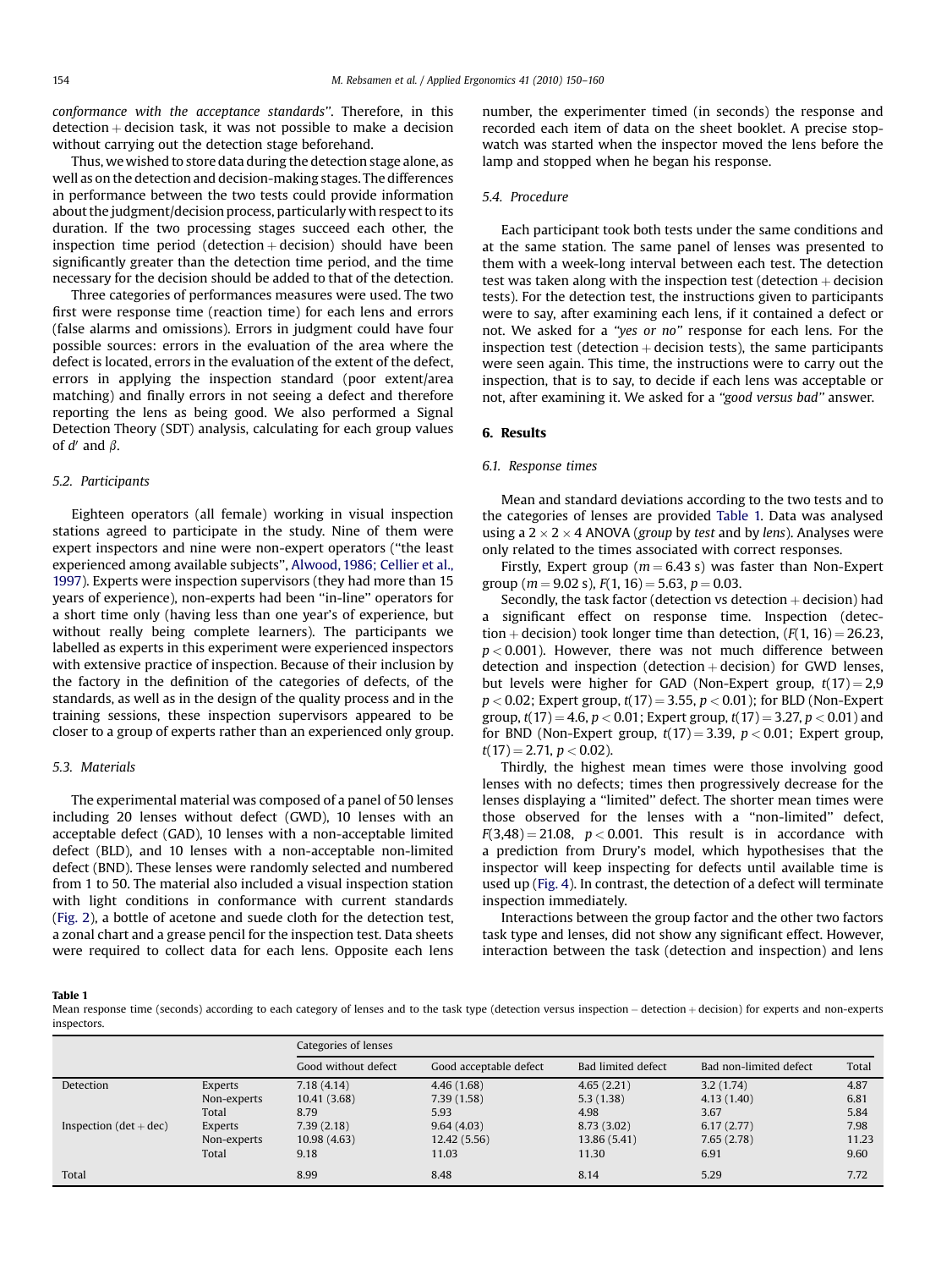conformance with the acceptance standards". Therefore, in this detection + decision task, it was not possible to make a decision without carrying out the detection stage beforehand.

Thus, we wished to store data during the detection stage alone, as well as on the detection and decision-making stages. The differences in performance between the two tests could provide information about the judgment/decision process, particularly with respect to its duration. If the two processing stages succeed each other, the inspection time period (detection + decision) should have been significantly greater than the detection time period, and the time necessary for the decision should be added to that of the detection.

Three categories of performances measures were used. The two first were response time (reaction time) for each lens and errors (false alarms and omissions). Errors in judgment could have four possible sources: errors in the evaluation of the area where the defect is located, errors in the evaluation of the extent of the defect, errors in applying the inspection standard (poor extent/area matching) and finally errors in not seeing a defect and therefore reporting the lens as being good. We also performed a Signal Detection Theory (SDT) analysis, calculating for each group values of $d'$ and $\beta$.

### 5.2. Participants

Eighteen operators (all female) working in visual inspection stations agreed to participate in the study. Nine of them were expert inspectors and nine were non-expert operators ("the least experienced among available subjects", Alwood, 1986; Cellier et al., 1997). Experts were inspection supervisors (they had more than 15 years of experience), non-experts had been "in-line" operators for a short time only (having less than one year's of experience, but without really being complete learners). The participants we labelled as experts in this experiment were experienced inspectors with extensive practice of inspection. Because of their inclusion by the factory in the definition of the categories of defects, of the standards, as well as in the design of the quality process and in the training sessions, these inspection supervisors appeared to be closer to a group of experts rather than an experienced only group.

### 5.3. Materials

The experimental material was composed of a panel of 50 lenses including 20 lenses without defect (GWD), 10 lenses with an acceptable defect (GAD), 10 lenses with a non-acceptable limited defect (BLD), and 10 lenses with a non-acceptable non-limited defect (BND). These lenses were randomly selected and numbered from 1 to 50. The material also included a visual inspection station with light conditions in conformance with current standards (Fig. 2), a bottle of acetone and suede cloth for the detection test, a zonal chart and a grease pencil for the inspection test. Data sheets were required to collect data for each lens. Opposite each lens number, the experimenter timed (in seconds) the response and recorded each item of data on the sheet booklet. A precise stopwatch was started when the inspector moved the lens before the lamp and stopped when he began his response.

### 5.4. Procedure

Each participant took both tests under the same conditions and at the same station. The same panel of lenses was presented to them with a week-long interval between each test. The detection test was taken along with the inspection test (detection + decision tests). For the detection test, the instructions given to participants were to say, after examining each lens, if it contained a defect or not. We asked for a *"yes or no"* response for each lens. For the inspection test (detection + decision tests), the same participants were seen again. This time, the instructions were to carry out the inspection, that is to say, to decide if each lens was acceptable or not, after examining it. We asked for a *"good versus bad"* answer.

## 6. Results

### 6.1. Response times

Mean and standard deviations according to the two tests and to the categories of lenses are provided Table 1. Data was analysed using a 2 × 2 × 4 ANOVA (*group* by *test* and by *lens*). Analyses were only related to the times associated with correct responses.

Firstly, Expert group ($m = 6.43$ s) was faster than Non-Expert group ($m = 9.02$ s), $F(1, 16) = 5.63$, $p = 0.03$.

Secondly, the task factor (detection vs detection + decision) had a significant effect on response time. Inspection (detection + decision) took longer time than detection, ($F(1, 16) = 26.23$, $p < 0.001$). However, there was not much difference between detection and inspection (detection + decision) for GWD lenses, but levels were higher for GAD (Non-Expert group, $t(17) = 2{,}9$ $p < 0.02$; Expert group, $t(17) = 3.55$, $p < 0.01$); for BLD (Non-Expert group, $t(17) = 4.6$, $p < 0.01$; Expert group, $t(17) = 3.27$, $p < 0.01$) and for BND (Non-Expert group, $t(17) = 3.39$, $p < 0.01$; Expert group, $t(17) = 2.71$, $p < 0.02$).

Thirdly, the highest mean times were those involving good lenses with no defects; times then progressively decrease for the lenses displaying a "limited" defect. The shorter mean times were those observed for the lenses with a "non-limited" defect, $F(3,48) = 21.08$, $p < 0.001$. This result is in accordance with a prediction from Drury's model, which hypothesises that the inspector will keep inspecting for defects until available time is used up (Fig. 4). In contrast, the detection of a defect will terminate inspection immediately.

Interactions between the group factor and the other two factors task type and lenses, did not show any significant effect. However, interaction between the task (detection and inspection) and lens

**Table 1**
Mean response time (seconds) according to each category of lenses and to the task type (detection versus inspection – detection + decision) for experts and non-experts inspectors.

| | | Categories of lenses | | | | |
|---|---|---|---|---|---|---|
| | | Good without defect | Good acceptable defect | Bad limited defect | Bad non-limited defect | Total |
| Detection | Experts | 7.18 (4.14) | 4.46 (1.68) | 4.65 (2.21) | 3.2 (1.74) | 4.87 |
| | Non-experts | 10.41 (3.68) | 7.39 (1.58) | 5.3 (1.38) | 4.13 (1.40) | 6.81 |
| | Total | 8.79 | 5.93 | 4.98 | 3.67 | 5.84 |
| Inspection (det + dec) | Experts | 7.39 (2.18) | 9.64 (4.03) | 8.73 (3.02) | 6.17 (2.77) | 7.98 |
| | Non-experts | 10.98 (4.63) | 12.42 (5.56) | 13.86 (5.41) | 7.65 (2.78) | 11.23 |
| | Total | 9.18 | 11.03 | 11.30 | 6.91 | 9.60 |
| Total | | 8.99 | 8.48 | 8.14 | 5.29 | 7.72 |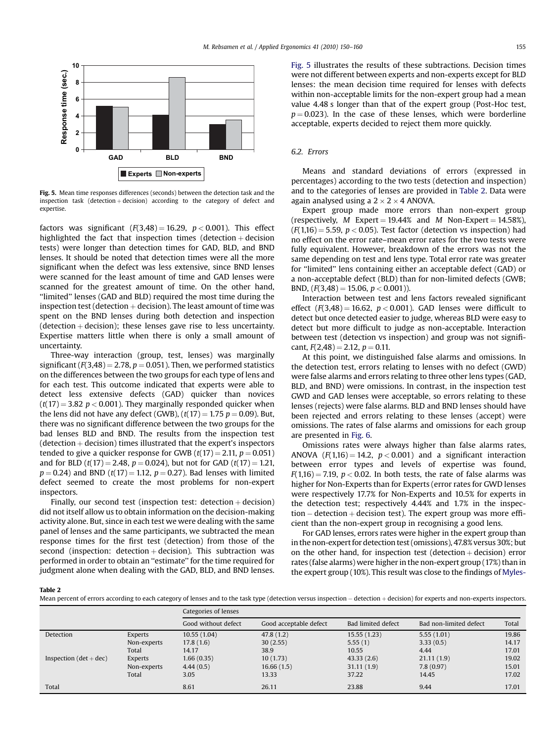Fig. 5. Mean time responses differences (seconds) between the detection task and the inspection task (detection + decision) according to the category of defect and expertise.

factors was significant ($F(3,48) = 16.29$, $p < 0.001$). This effect highlighted the fact that inspection times (detection + decision tests) were longer than detection times for GAD, BLD, and BND lenses. It should be noted that detection times were all the more significant when the defect was less extensive, since BND lenses were scanned for the least amount of time and GAD lenses were scanned for the greatest amount of time. On the other hand, "limited" lenses (GAD and BLD) required the most time during the inspection test (detection + decision). The least amount of time was spent on the BND lenses during both detection and inspection (detection + decision); these lenses gave rise to less uncertainty. Expertise matters little when there is only a small amount of uncertainty.

Three-way interaction (group, test, lenses) was marginally significant ($F(3,48) = 2.78$, $p = 0.051$). Then, we performed statistics on the differences between the two groups for each type of lens and for each test. This outcome indicated that experts were able to detect less extensive defects (GAD) quicker than novices ($t(17) = 3.82$ $p < 0.001$). They marginally responded quicker when the lens did not have any defect (GWB), ($t(17) = 1.75$ $p = 0.09$). But, there was no significant difference between the two groups for the bad lenses BLD and BND. The results from the inspection test (detection + decision) times illustrated that the expert's inspectors tended to give a quicker response for GWB ($t(17) = 2.11$, $p = 0.051$) and for BLD ($t(17) = 2.48$, $p = 0.024$), but not for GAD ($t(17) = 1.21$, $p = 0.24$) and BND ($t(17) = 1.12$, $p = 0.27$). Bad lenses with limited defect seemed to create the most problems for non-expert inspectors.

Finally, our second test (inspection test: detection + decision) did not itself allow us to obtain information on the decision-making activity alone. But, since in each test we were dealing with the same panel of lenses and the same participants, we subtracted the mean response times for the first test (detection) from those of the second (inspection: detection + decision). This subtraction was performed in order to obtain an "estimate" for the time required for judgment alone when dealing with the GAD, BLD, and BND lenses.

Fig. 5 illustrates the results of these subtractions. Decision times were not different between experts and non-experts except for BLD lenses: the mean decision time required for lenses with defects within non-acceptable limits for the non-expert group had a mean value 4.48 s longer than that of the expert group (Post-Hoc test, $p = 0.023$). In the case of these lenses, which were borderline acceptable, experts decided to reject them more quickly.

### 6.2. Errors

Means and standard deviations of errors (expressed in percentages) according to the two tests (detection and inspection) and to the categories of lenses are provided in Table 2. Data were again analysed using a $2 \times 2 \times 4$ ANOVA.

Expert group made more errors than non-expert group (respectively, $M$ Expert = 19.44% and $M$ Non-Expert = 14.58%), ($F(1,16) = 5.59$, $p < 0.05$). Test factor (detection vs inspection) had no effect on the error rate–mean error rates for the two tests were fully equivalent. However, breakdown of the errors was not the same depending on test and lens type. Total error rate was greater for "limited" lens containing either an acceptable defect (GAD) or a non-acceptable defect (BLD) than for non-limited defects (GWB; BND, ($F(3,48) = 15.06$, $p < 0.001$)).

Interaction between test and lens factors revealed significant effect ($F(3,48) = 16.62$, $p < 0.001$). GAD lenses were difficult to detect but once detected easier to judge, whereas BLD were easy to detect but more difficult to judge as non-acceptable. Interaction between test (detection vs inspection) and group was not significant, $F(2,48) = 2.12$, $p = 0.11$.

At this point, we distinguished false alarms and omissions. In the detection test, errors relating to lenses with no defect (GWD) were false alarms and errors relating to three other lens types (GAD, BLD, and BND) were omissions. In contrast, in the inspection test GWD and GAD lenses were acceptable, so errors relating to these lenses (rejects) were false alarms. BLD and BND lenses should have been rejected and errors relating to these lenses (accept) were omissions. The rates of false alarms and omissions for each group are presented in Fig. 6.

Omissions rates were always higher than false alarms rates, ANOVA ($F(1,16) = 14.2$, $p < 0.001$) and a significant interaction between error types and levels of expertise was found, $F(1,16) = 7.19$, $p < 0.02$. In both tests, the rate of false alarms was higher for Non-Experts than for Experts (error rates for GWD lenses were respectively 17.7% for Non-Experts and 10.5% for experts in the detection test; respectively 4.44% and 1.7% in the inspection − detection + decision test). The expert group was more efficient than the non-expert group in recognising a good lens.

For GAD lenses, errors rates were higher in the expert group than in the non-expert for detection test (omissions), 47.8% versus 30%; but on the other hand, for inspection test (detection + decision) error rates (false alarms) were higher in the non-expert group (17%) than in the expert group (10%). This result was close to the findings of Myles-

**Table 2**
Mean percent of errors according to each category of lenses and to the task type (detection versus inspection − detection + decision) for experts and non-experts inspectors.

| | | Categories of lenses | | | | |
|---|---|---|---|---|---|---|
| | | Good without defect | Good acceptable defect | Bad limited defect | Bad non-limited defect | Total |
| Detection | Experts | 10.55 (1.04) | 47.8 (1.2) | 15.55 (1.23) | 5.55 (1.01) | 19.86 |
| | Non-experts | 17.8 (1.6) | 30 (2.55) | 5.55 (1) | 3.33 (0.5) | 14.17 |
| | Total | 14.17 | 38.9 | 10.55 | 4.44 | 17.01 |
| Inspection (det + dec) | Experts | 1.66 (0.35) | 10 (1.73) | 43.33 (2.6) | 21.11 (1.9) | 19.02 |
| | Non-experts | 4.44 (0.5) | 16.66 (1.5) | 31.11 (1.9) | 7.8 (0.97) | 15.01 |
| | Total | 3.05 | 13.33 | 37.22 | 14.45 | 17.02 |
| Total | | 8.61 | 26.11 | 23.88 | 9.44 | 17.01 |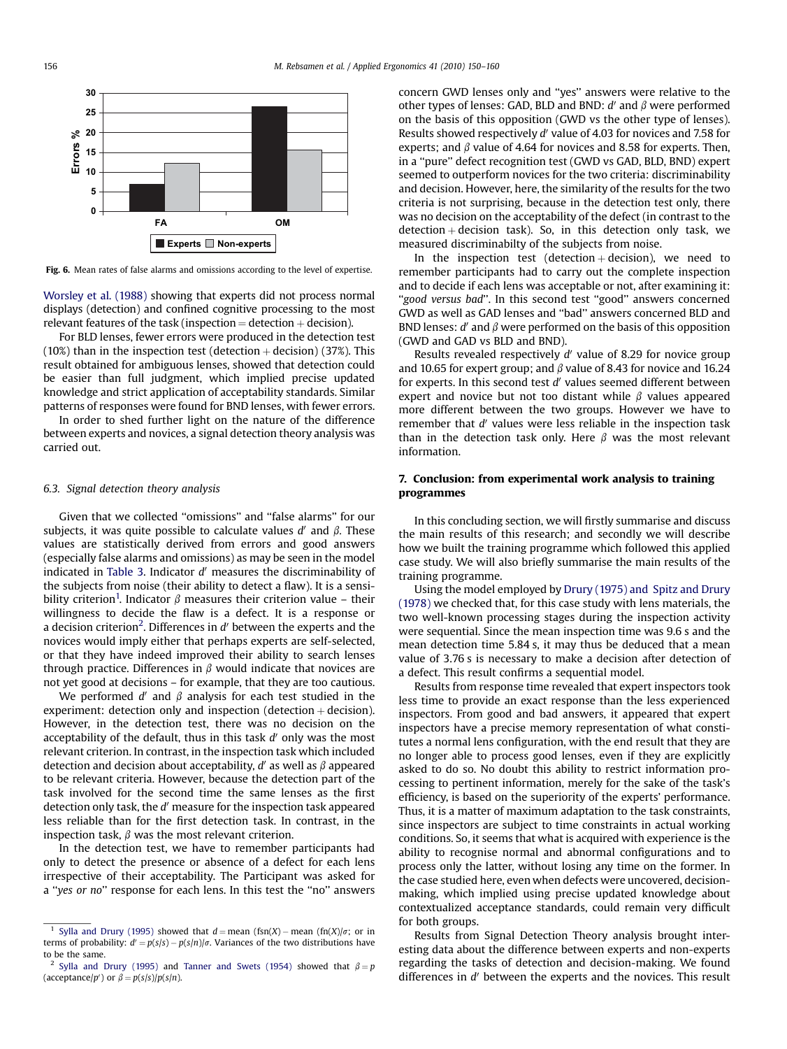Fig. 6. Mean rates of false alarms and omissions according to the level of expertise.

Worsley et al. (1988) showing that experts did not process normal displays (detection) and confined cognitive processing to the most relevant features of the task (inspection = detection + decision).

For BLD lenses, fewer errors were produced in the detection test (10%) than in the inspection test (detection + decision) (37%). This result obtained for ambiguous lenses, showed that detection could be easier than full judgment, which implied precise updated knowledge and strict application of acceptability standards. Similar patterns of responses were found for BND lenses, with fewer errors.

In order to shed further light on the nature of the difference between experts and novices, a signal detection theory analysis was carried out.

### 6.3. Signal detection theory analysis

Given that we collected "omissions" and "false alarms" for our subjects, it was quite possible to calculate values $d'$ and $\beta$. These values are statistically derived from errors and good answers (especially false alarms and omissions) as may be seen in the model indicated in Table 3. Indicator $d'$ measures the discriminability of the subjects from noise (their ability to detect a flaw). It is a sensibility criterion[1]. Indicator $\beta$ measures their criterion value – their willingness to decide the flaw is a defect. It is a response or a decision criterion[2]. Differences in $d'$ between the experts and the novices would imply either that perhaps experts are self-selected, or that they have indeed improved their ability to search lenses through practice. Differences in $\beta$ would indicate that novices are not yet good at decisions – for example, that they are too cautious.

We performed $d'$ and $\beta$ analysis for each test studied in the experiment: detection only and inspection (detection + decision). However, in the detection test, there was no decision on the acceptability of the default, thus in this task $d'$ only was the most relevant criterion. In contrast, in the inspection task which included detection and decision about acceptability, $d'$ as well as $\beta$ appeared to be relevant criteria. However, because the detection part of the task involved for the second time the same lenses as the first detection only task, the $d'$ measure for the inspection task appeared less reliable than for the first detection task. In contrast, in the inspection task, $\beta$ was the most relevant criterion.

In the detection test, we have to remember participants had only to detect the presence or absence of a defect for each lens irrespective of their acceptability. The Participant was asked for a "*yes or no*" response for each lens. In this test the "no" answers concern GWD lenses only and "yes" answers were relative to the other types of lenses: GAD, BLD and BND: $d'$ and $\beta$ were performed on the basis of this opposition (GWD vs the other type of lenses). Results showed respectively $d'$ value of 4.03 for novices and 7.58 for experts; and $\beta$ value of 4.64 for novices and 8.58 for experts. Then, in a "pure" defect recognition test (GWD vs GAD, BLD, BND) expert seemed to outperform novices for the two criteria: discriminability and decision. However, here, the similarity of the results for the two criteria is not surprising, because in the detection test only, there was no decision on the acceptability of the defect (in contrast to the detection + decision task). So, in this detection only task, we measured discriminabilty of the subjects from noise.

In the inspection test (detection + decision), we need to remember participants had to carry out the complete inspection and to decide if each lens was acceptable or not, after examining it: "*good versus bad*". In this second test "good" answers concerned GWD as well as GAD lenses and "bad" answers concerned BLD and BND lenses: $d'$ and $\beta$ were performed on the basis of this opposition (GWD and GAD vs BLD and BND).

Results revealed respectively $d'$ value of 8.29 for novice group and 10.65 for expert group; and $\beta$ value of 8.43 for novice and 16.24 for experts. In this second test $d'$ values seemed different between expert and novice but not too distant while $\beta$ values appeared more different between the two groups. However we have to remember that $d'$ values were less reliable in the inspection task than in the detection task only. Here $\beta$ was the most relevant information.

## 7. Conclusion: from experimental work analysis to training programmes

In this concluding section, we will firstly summarise and discuss the main results of this research; and secondly we will describe how we built the training programme which followed this applied case study. We will also briefly summarise the main results of the training programme.

Using the model employed by Drury (1975) and Spitz and Drury (1978) we checked that, for this case study with lens materials, the two well-known processing stages during the inspection activity were sequential. Since the mean inspection time was 9.6 s and the mean detection time 5.84 s, it may thus be deduced that a mean value of 3.76 s is necessary to make a decision after detection of a defect. This result confirms a sequential model.

Results from response time revealed that expert inspectors took less time to provide an exact response than the less experienced inspectors. From good and bad answers, it appeared that expert inspectors have a precise memory representation of what constitutes a normal lens configuration, with the end result that they are no longer able to process good lenses, even if they are explicitly asked to do so. No doubt this ability to restrict information processing to pertinent information, merely for the sake of the task's efficiency, is based on the superiority of the experts' performance. Thus, it is a matter of maximum adaptation to the task constraints, since inspectors are subject to time constraints in actual working conditions. So, it seems that what is acquired with experience is the ability to recognise normal and abnormal configurations and to process only the latter, without losing any time on the former. In the case studied here, even when defects were uncovered, decision-making, which implied using precise updated knowledge about contextualized acceptance standards, could remain very difficult for both groups.

Results from Signal Detection Theory analysis brought interesting data about the difference between experts and non-experts regarding the tasks of detection and decision-making. We found differences in $d'$ between the experts and the novices. This result

---

[1] Sylla and Drury (1995) showed that $d = \text{mean}\ (\text{fsn}(X) - \text{mean}\ (\text{fn}(X)/\sigma$; or in terms of probability: $d' = p(s/s) - p(s/n)/\sigma$. Variances of the two distributions have to be the same.

[2] Sylla and Drury (1995) and Tanner and Swets (1954) showed that $\beta = p$ (acceptance/$p'$) or $\beta = p(s/s)/p(s/n)$.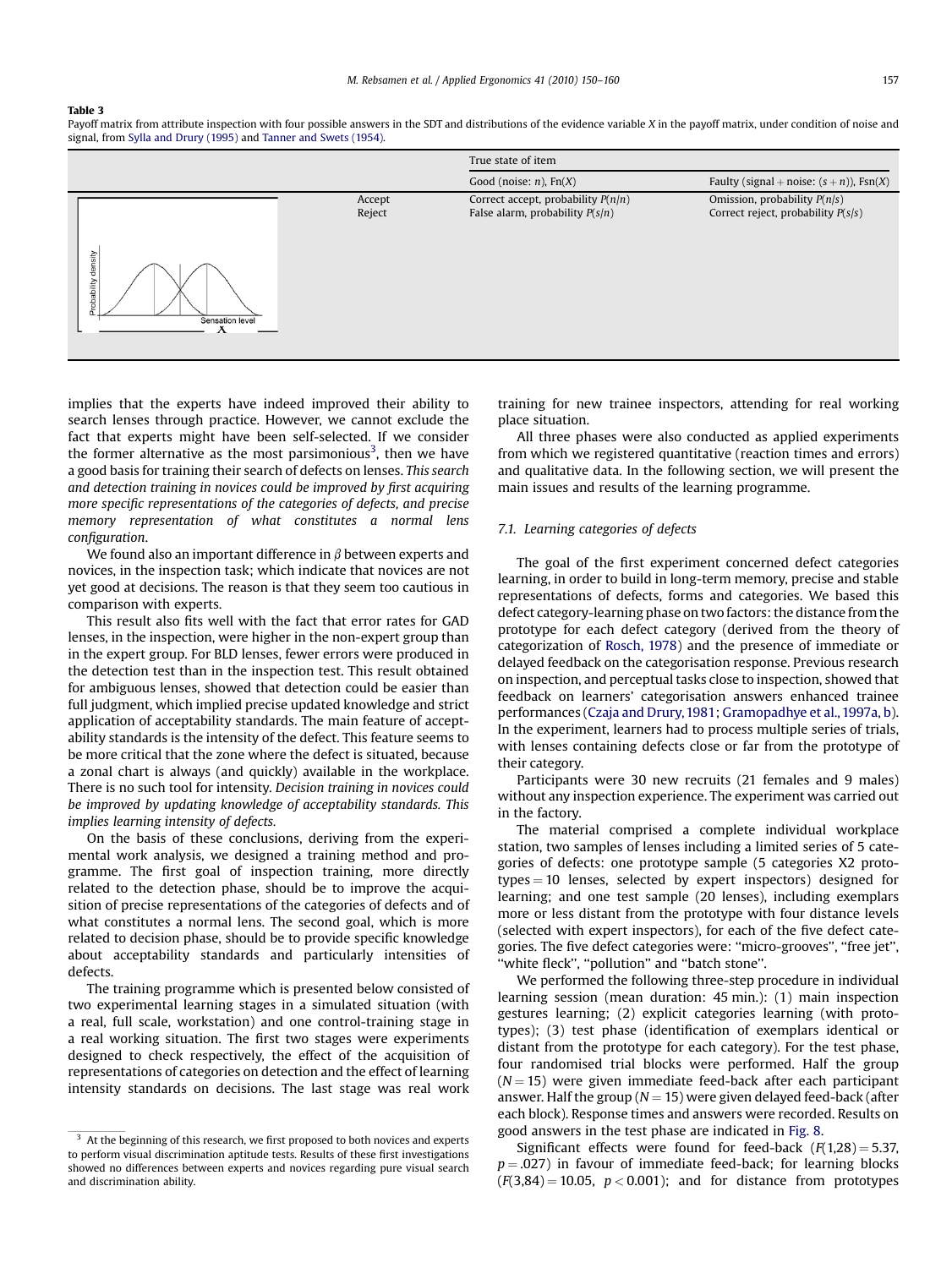**Table 3**
Payoff matrix from attribute inspection with four possible answers in the SDT and distributions of the evidence variable $X$ in the payoff matrix, under condition of noise and signal, from Sylla and Drury (1995) and Tanner and Swets (1954).

| | | True state of item | |
|---|---|---|---|
| | | Good (noise: $n$), Fn($X$) | Faulty (signal + noise: $(s+n)$), Fsn($X$) |
| | Accept | Correct accept, probability $P(n/n)$ | Omission, probability $P(n/s)$ |
| | Reject | False alarm, probability $P(s/n)$ | Correct reject, probability $P(s/s)$ |

implies that the experts have indeed improved their ability to search lenses through practice. However, we cannot exclude the fact that experts might have been self-selected. If we consider the former alternative as the most parsimonious[3], then we have a good basis for training their search of defects on lenses. *This search and detection training in novices could be improved by first acquiring more specific representations of the categories of defects, and precise memory representation of what constitutes a normal lens configuration.*

We found also an important difference in $\beta$ between experts and novices, in the inspection task; which indicate that novices are not yet good at decisions. The reason is that they seem too cautious in comparison with experts.

This result also fits well with the fact that error rates for GAD lenses, in the inspection, were higher in the non-expert group than in the expert group. For BLD lenses, fewer errors were produced in the detection test than in the inspection test. This result obtained for ambiguous lenses, showed that detection could be easier than full judgment, which implied precise updated knowledge and strict application of acceptability standards. The main feature of acceptability standards is the intensity of the defect. This feature seems to be more critical that the zone where the defect is situated, because a zonal chart is always (and quickly) available in the workplace. There is no such tool for intensity. *Decision training in novices could be improved by updating knowledge of acceptability standards. This implies learning intensity of defects.*

On the basis of these conclusions, deriving from the experimental work analysis, we designed a training method and programme. The first goal of inspection training, more directly related to the detection phase, should be to improve the acquisition of precise representations of the categories of defects and of what constitutes a normal lens. The second goal, which is more related to decision phase, should be to provide specific knowledge about acceptability standards and particularly intensities of defects.

The training programme which is presented below consisted of two experimental learning stages in a simulated situation (with a real, full scale, workstation) and one control-training stage in a real working situation. The first two stages were experiments designed to check respectively, the effect of the acquisition of representations of categories on detection and the effect of learning intensity standards on decisions. The last stage was real work training for new trainee inspectors, attending for real working place situation.

All three phases were also conducted as applied experiments from which we registered quantitative (reaction times and errors) and qualitative data. In the following section, we will present the main issues and results of the learning programme.

### 7.1. Learning categories of defects

The goal of the first experiment concerned defect categories learning, in order to build in long-term memory, precise and stable representations of defects, forms and categories. We based this defect category-learning phase on two factors: the distance from the prototype for each defect category (derived from the theory of categorization of Rosch, 1978) and the presence of immediate or delayed feedback on the categorisation response. Previous research on inspection, and perceptual tasks close to inspection, showed that feedback on learners' categorisation answers enhanced trainee performances (Czaja and Drury, 1981; Gramopadhye et al., 1997a, b). In the experiment, learners had to process multiple series of trials, with lenses containing defects close or far from the prototype of their category.

Participants were 30 new recruits (21 females and 9 males) without any inspection experience. The experiment was carried out in the factory.

The material comprised a complete individual workplace station, two samples of lenses including a limited series of 5 categories of defects: one prototype sample (5 categories X2 prototypes = 10 lenses, selected by expert inspectors) designed for learning; and one test sample (20 lenses), including exemplars more or less distant from the prototype with four distance levels (selected with expert inspectors), for each of the five defect categories. The five defect categories were: "micro-grooves", "free jet", "white fleck", "pollution" and "batch stone".

We performed the following three-step procedure in individual learning session (mean duration: 45 min.): (1) main inspection gestures learning; (2) explicit categories learning (with prototypes); (3) test phase (identification of exemplars identical or distant from the prototype for each category). For the test phase, four randomised trial blocks were performed. Half the group ($N = 15$) were given immediate feed-back after each participant answer. Half the group ($N = 15$) were given delayed feed-back (after each block). Response times and answers were recorded. Results on good answers in the test phase are indicated in Fig. 8.

Significant effects were found for feed-back ($F(1,28) = 5.37$, $p = .027$) in favour of immediate feed-back; for learning blocks ($F(3,84) = 10.05$, $p < 0.001$); and for distance from prototypes

[3] At the beginning of this research, we first proposed to both novices and experts to perform visual discrimination aptitude tests. Results of these first investigations showed no differences between experts and novices regarding pure visual search and discrimination ability.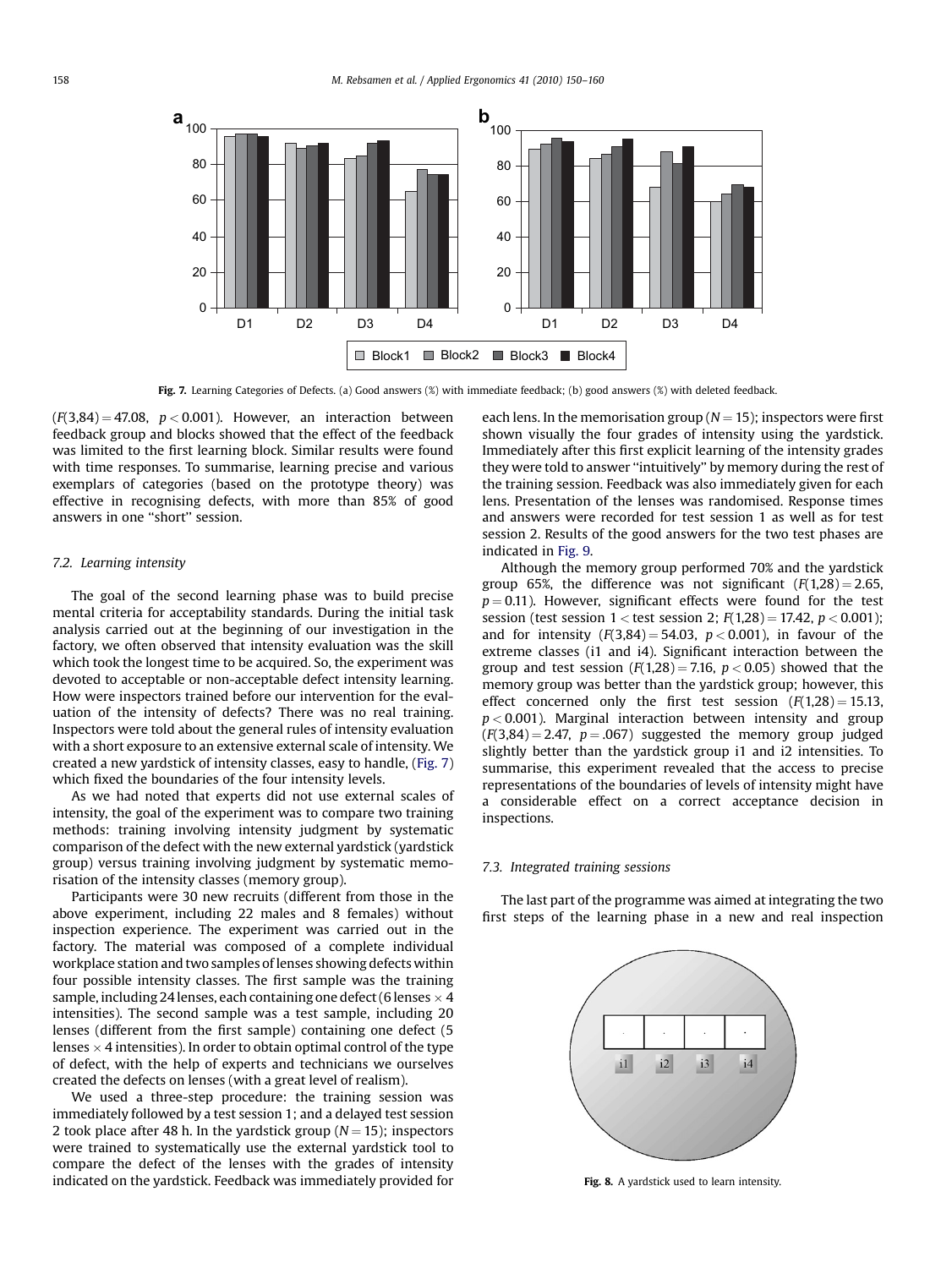Fig. 7. Learning Categories of Defects. (a) Good answers (%) with immediate feedback; (b) good answers (%) with deleted feedback.

($F(3,84) = 47.08$, $p < 0.001$). However, an interaction between feedback group and blocks showed that the effect of the feedback was limited to the first learning block. Similar results were found with time responses. To summarise, learning precise and various exemplars of categories (based on the prototype theory) was effective in recognising defects, with more than 85% of good answers in one "short" session.

### 7.2. Learning intensity

The goal of the second learning phase was to build precise mental criteria for acceptability standards. During the initial task analysis carried out at the beginning of our investigation in the factory, we often observed that intensity evaluation was the skill which took the longest time to be acquired. So, the experiment was devoted to acceptable or non-acceptable defect intensity learning. How were inspectors trained before our intervention for the evaluation of the intensity of defects? There was no real training. Inspectors were told about the general rules of intensity evaluation with a short exposure to an extensive external scale of intensity. We created a new yardstick of intensity classes, easy to handle, (Fig. 7) which fixed the boundaries of the four intensity levels.

As we had noted that experts did not use external scales of intensity, the goal of the experiment was to compare two training methods: training involving intensity judgment by systematic comparison of the defect with the new external yardstick (yardstick group) versus training involving judgment by systematic memorisation of the intensity classes (memory group).

Participants were 30 new recruits (different from those in the above experiment, including 22 males and 8 females) without inspection experience. The experiment was carried out in the factory. The material was composed of a complete individual workplace station and two samples of lenses showing defects within four possible intensity classes. The first sample was the training sample, including 24 lenses, each containing one defect (6 lenses $\times$ 4 intensities). The second sample was a test sample, including 20 lenses (different from the first sample) containing one defect (5 lenses $\times$ 4 intensities). In order to obtain optimal control of the type of defect, with the help of experts and technicians we ourselves created the defects on lenses (with a great level of realism).

We used a three-step procedure: the training session was immediately followed by a test session 1; and a delayed test session 2 took place after 48 h. In the yardstick group ($N = 15$); inspectors were trained to systematically use the external yardstick tool to compare the defect of the lenses with the grades of intensity indicated on the yardstick. Feedback was immediately provided for each lens. In the memorisation group ($N = 15$); inspectors were first shown visually the four grades of intensity using the yardstick. Immediately after this first explicit learning of the intensity grades they were told to answer "intuitively" by memory during the rest of the training session. Feedback was also immediately given for each lens. Presentation of the lenses was randomised. Response times and answers were recorded for test session 1 as well as for test session 2. Results of the good answers for the two test phases are indicated in Fig. 9.

Although the memory group performed 70% and the yardstick group 65%, the difference was not significant ($F(1,28) = 2.65$, $p = 0.11$). However, significant effects were found for the test session (test session 1 < test session 2; $F(1,28) = 17.42$, $p < 0.001$); and for intensity ($F(3,84) = 54.03$, $p < 0.001$), in favour of the extreme classes (i1 and i4). Significant interaction between the group and test session ($F(1,28) = 7.16$, $p < 0.05$) showed that the memory group was better than the yardstick group; however, this effect concerned only the first test session ($F(1,28) = 15.13$, $p < 0.001$). Marginal interaction between intensity and group ($F(3,84) = 2.47$, $p = .067$) suggested the memory group judged slightly better than the yardstick group i1 and i2 intensities. To summarise, this experiment revealed that the access to precise representations of the boundaries of levels of intensity might have a considerable effect on a correct acceptance decision in inspections.

### 7.3. Integrated training sessions

The last part of the programme was aimed at integrating the two first steps of the learning phase in a new and real inspection

Fig. 8. A yardstick used to learn intensity.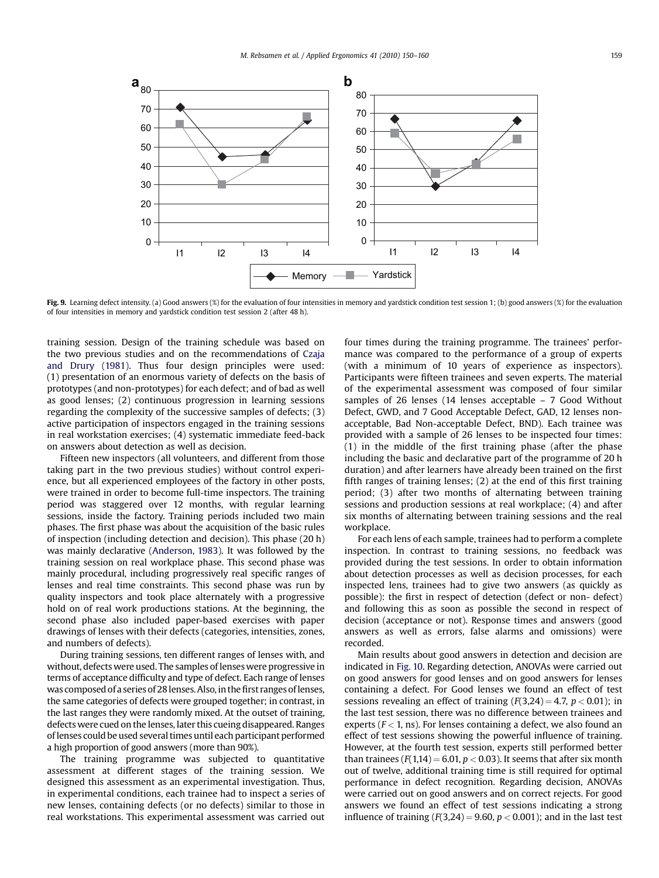Fig. 9. Learning defect intensity. (a) Good answers (%) for the evaluation of four intensities in memory and yardstick condition test session 1; (b) good answers (%) for the evaluation of four intensities in memory and yardstick condition test session 2 (after 48 h).

training session. Design of the training schedule was based on the two previous studies and on the recommendations of Czaja and Drury (1981). Thus four design principles were used: (1) presentation of an enormous variety of defects on the basis of prototypes (and non-prototypes) for each defect; and of bad as well as good lenses; (2) continuous progression in learning sessions regarding the complexity of the successive samples of defects; (3) active participation of inspectors engaged in the training sessions in real workstation exercises; (4) systematic immediate feed-back on answers about detection as well as decision.

Fifteen new inspectors (all volunteers, and different from those taking part in the two previous studies) without control experience, but all experienced employees of the factory in other posts, were trained in order to become full-time inspectors. The training period was staggered over 12 months, with regular learning sessions, inside the factory. Training periods included two main phases. The first phase was about the acquisition of the basic rules of inspection (including detection and decision). This phase (20 h) was mainly declarative (Anderson, 1983). It was followed by the training session on real workplace phase. This second phase was mainly procedural, including progressively real specific ranges of lenses and real time constraints. This second phase was run by quality inspectors and took place alternately with a progressive hold on of real work productions stations. At the beginning, the second phase also included paper-based exercises with paper drawings of lenses with their defects (categories, intensities, zones, and numbers of defects).

During training sessions, ten different ranges of lenses with, and without, defects were used. The samples of lenses were progressive in terms of acceptance difficulty and type of defect. Each range of lenses was composed of a series of 28 lenses. Also, in the first ranges of lenses, the same categories of defects were grouped together; in contrast, in the last ranges they were randomly mixed. At the outset of training, defects were cued on the lenses, later this cueing disappeared. Ranges of lenses could be used several times until each participant performed a high proportion of good answers (more than 90%).

The training programme was subjected to quantitative assessment at different stages of the training session. We designed this assessment as an experimental investigation. Thus, in experimental conditions, each trainee had to inspect a series of new lenses, containing defects (or no defects) similar to those in real workstations. This experimental assessment was carried out four times during the training programme. The trainees' performance was compared to the performance of a group of experts (with a minimum of 10 years of experience as inspectors). Participants were fifteen trainees and seven experts. The material of the experimental assessment was composed of four similar samples of 26 lenses (14 lenses acceptable – 7 Good Without Defect, GWD, and 7 Good Acceptable Defect, GAD, 12 lenses non-acceptable, Bad Non-acceptable Defect, BND). Each trainee was provided with a sample of 26 lenses to be inspected four times: (1) in the middle of the first training phase (after the phase including the basic and declarative part of the programme of 20 h duration) and after learners have already been trained on the first fifth ranges of training lenses; (2) at the end of this first training period; (3) after two months of alternating between training sessions and production sessions at real workplace; (4) and after six months of alternating between training sessions and the real workplace.

For each lens of each sample, trainees had to perform a complete inspection. In contrast to training sessions, no feedback was provided during the test sessions. In order to obtain information about detection processes as well as decision processes, for each inspected lens, trainees had to give two answers (as quickly as possible): the first in respect of detection (defect or non- defect) and following this as soon as possible the second in respect of decision (acceptance or not). Response times and answers (good answers as well as errors, false alarms and omissions) were recorded.

Main results about good answers in detection and decision are indicated in Fig. 10. Regarding detection, ANOVAs were carried out on good answers for good lenses and on good answers for lenses containing a defect. For Good lenses we found an effect of test sessions revealing an effect of training ($F(3,24) = 4.7$, $p < 0.01$); in the last test session, there was no difference between trainees and experts ($F < 1$, ns). For lenses containing a defect, we also found an effect of test sessions showing the powerful influence of training. However, at the fourth test session, experts still performed better than trainees ($F(1,14) = 6.01$, $p < 0.03$). It seems that after six month out of twelve, additional training time is still required for optimal performance in defect recognition. Regarding decision, ANOVAs were carried out on good answers and on correct rejects. For good answers we found an effect of test sessions indicating a strong influence of training ($F(3,24) = 9.60$, $p < 0.001$); and in the last test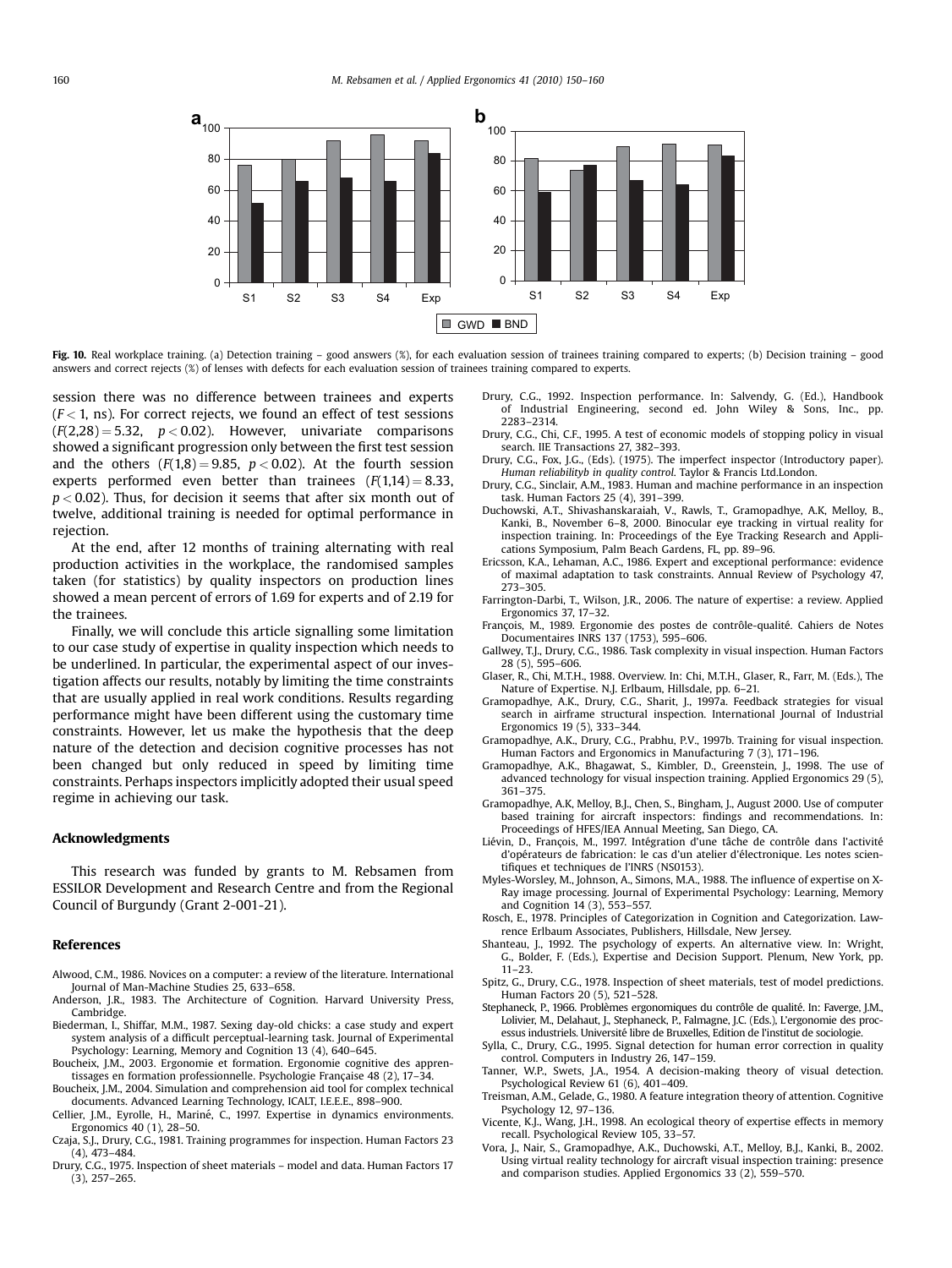a

100
80
60
40
20
0

S1 S2 S3 S4 Exp

b

100
80
60
40
20
0

S1 S2 S3 S4 Exp

GWD ■ BND

**Fig. 10.** Real workplace training. (a) Detection training – good answers (%), for each evaluation session of trainees training compared to experts; (b) Decision training – good answers and correct rejects (%) of lenses with defects for each evaluation session of trainees training compared to experts.

session there was no difference between trainees and experts ($F < 1$, ns). For correct rejects, we found an effect of test sessions ($F(2,28) = 5.32$, $p < 0.02$). However, univariate comparisons showed a significant progression only between the first test session and the others ($F(1,8) = 9.85$, $p < 0.02$). At the fourth session experts performed even better than trainees ($F(1,14) = 8.33$, $p < 0.02$). Thus, for decision it seems that after six month out of twelve, additional training is needed for optimal performance in rejection.

At the end, after 12 months of training alternating with real production activities in the workplace, the randomised samples taken (for statistics) by quality inspectors on production lines showed a mean percent of errors of 1.69 for experts and of 2.19 for the trainees.

Finally, we will conclude this article signalling some limitation to our case study of expertise in quality inspection which needs to be underlined. In particular, the experimental aspect of our investigation affects our results, notably by limiting the time constraints that are usually applied in real work conditions. Results regarding performance might have been different using the customary time constraints. However, let us make the hypothesis that the deep nature of the detection and decision cognitive processes has not been changed but only reduced in speed by limiting time constraints. Perhaps inspectors implicitly adopted their usual speed regime in achieving our task.

## Acknowledgments

This research was funded by grants to M. Rebsamen from ESSILOR Development and Research Centre and from the Regional Council of Burgundy (Grant 2-001-21).

## References

Alwood, C.M., 1986. Novices on a computer: a review of the literature. International Journal of Man-Machine Studies 25, 633–658.

Anderson, J.R., 1983. The Architecture of Cognition. Harvard University Press, Cambridge.

Biederman, I., Shiffar, M.M., 1987. Sexing day-old chicks: a case study and expert system analysis of a difficult perceptual-learning task. Journal of Experimental Psychology: Learning, Memory and Cognition 13 (4), 640–645.

Boucheix, J.M., 2003. Ergonomie et formation. Ergonomie cognitive des apprentissages en formation professionnelle. Psychologie Française 48 (2), 17–34.

Boucheix, J.M., 2004. Simulation and comprehension aid tool for complex technical documents. Advanced Learning Technology, ICALT, I.E.E.E., 898–900.

Cellier, J.M., Eyrolle, H., Mariné, C., 1997. Expertise in dynamics environments. Ergonomics 40 (1), 28–50.

Czaja, S.J., Drury, C.G., 1981. Training programmes for inspection. Human Factors 23 (4), 473–484.

Drury, C.G., 1975. Inspection of sheet materials – model and data. Human Factors 17 (3), 257–265.

Drury, C.G., 1992. Inspection performance. In: Salvendy, G. (Ed.), Handbook of Industrial Engineering, second ed. John Wiley & Sons, Inc., pp. 2283–2314.

Drury, C.G., Chi, C.F., 1995. A test of economic models of stopping policy in visual search. IIE Transactions 27, 382–393.

Drury, C.G., Fox, J.G., (Eds). (1975). The imperfect inspector (Introductory paper). *Human reliabilityb in quality control*. Taylor & Francis Ltd.London.

Drury, C.G., Sinclair, A.M., 1983. Human and machine performance in an inspection task. Human Factors 25 (4), 391–399.

Duchowski, A.T., Shivashanskaraiah, V., Rawls, T., Gramopadhye, A.K, Melloy, B., Kanki, B., November 6–8, 2000. Binocular eye tracking in virtual reality for inspection training. In: Proceedings of the Eye Tracking Research and Applications Symposium, Palm Beach Gardens, FL, pp. 89–96.

Ericsson, K.A., Lehaman, A.C., 1986. Expert and exceptional performance: evidence of maximal adaptation to task constraints. Annual Review of Psychology 47, 273–305.

Farrington-Darbi, T., Wilson, J.R., 2006. The nature of expertise: a review. Applied Ergonomics 37, 17–32.

François, M., 1989. Ergonomie des postes de contrôle-qualité. Cahiers de Notes Documentaires INRS 137 (1753), 595–606.

Gallwey, T.J., Drury, C.G., 1986. Task complexity in visual inspection. Human Factors 28 (5), 595–606.

Glaser, R., Chi, M.T.H., 1988. Overview. In: Chi, M.T.H., Glaser, R., Farr, M. (Eds.), The Nature of Expertise. N.J. Erlbaum, Hillsdale, pp. 6–21.

Gramopadhye, A.K., Drury, C.G., Sharit, J., 1997a. Feedback strategies for visual search in airframe structural inspection. International Journal of Industrial Ergonomics 19 (5), 333–344.

Gramopadhye, A.K., Drury, C.G., Prabhu, P.V., 1997b. Training for visual inspection. Human Factors and Ergonomics in Manufacturing 7 (3), 171–196.

Gramopadhye, A.K., Bhagawat, S., Kimbler, D., Greenstein, J., 1998. The use of advanced technology for visual inspection training. Applied Ergonomics 29 (5), 361–375.

Gramopadhye, A.K, Melloy, B.J., Chen, S., Bingham, J., August 2000. Use of computer based training for aircraft inspectors: findings and recommendations. In: Proceedings of HFES/IEA Annual Meeting, San Diego, CA.

Liévin, D., François, M., 1997. Intégration d'une tâche de contrôle dans l'activité d'opérateurs de fabrication: le cas d'un atelier d'électronique. Les notes scientifiques et techniques de l'INRS (NS0153).

Myles-Worsley, M., Johnson, A., Simons, M.A., 1988. The influence of expertise on X-Ray image processing. Journal of Experimental Psychology: Learning, Memory and Cognition 14 (3), 553–557.

Rosch, E., 1978. Principles of Categorization in Cognition and Categorization. Lawrence Erlbaum Associates, Publishers, Hillsdale, New Jersey.

Shanteau, J., 1992. The psychology of experts. An alternative view. In: Wright, G., Bolder, F. (Eds.), Expertise and Decision Support. Plenum, New York, pp. 11–23.

Spitz, G., Drury, C.G., 1978. Inspection of sheet materials, test of model predictions. Human Factors 20 (5), 521–528.

Stephaneck, P., 1966. Problèmes ergonomiques du contrôle de qualité. In: Faverge, J.M., Lolivier, M., Delahaut, J., Stephaneck, P., Falmagne, J.C. (Eds.), L'ergonomie des processus industriels. Université libre de Bruxelles, Edition de l'institut de sociologie.

Sylla, C., Drury, C.G., 1995. Signal detection for human error correction in quality control. Computers in Industry 26, 147–159.

Tanner, W.P., Swets, J.A., 1954. A decision-making theory of visual detection. Psychological Review 61 (6), 401–409.

Treisman, A.M., Gelade, G., 1980. A feature integration theory of attention. Cognitive Psychology 12, 97–136.

Vicente, K.J., Wang, J.H., 1998. An ecological theory of expertise effects in memory recall. Psychological Review 105, 33–57.

Vora, J., Nair, S., Gramopadhye, A.K., Duchowski, A.T., Melloy, B.J., Kanki, B., 2002. Using virtual reality technology for aircraft visual inspection training: presence and comparison studies. Applied Ergonomics 33 (2), 559–570.